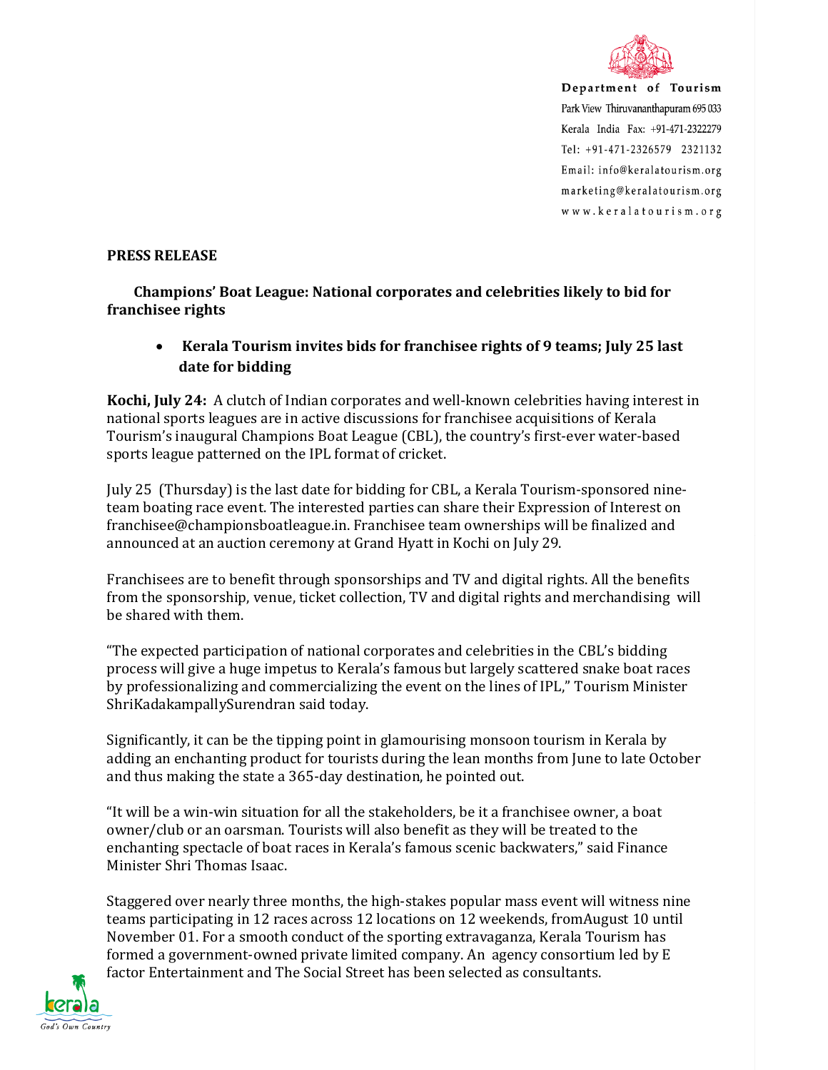Department of Tourism
Park View Thiruvananthapuram 695 033
Kerala India Fax: +91-471-2322279
Tel: +91-471-2326579 2321132
Email: info@keralatourism.org
marketing@keralatourism.org
www.keralatourism.org

**PRESS RELEASE**

**Champions' Boat League: National corporates and celebrities likely to bid for franchisee rights**

- **Kerala Tourism invites bids for franchisee rights of 9 teams; July 25 last date for bidding**

**Kochi, July 24:** A clutch of Indian corporates and well-known celebrities having interest in national sports leagues are in active discussions for franchisee acquisitions of Kerala Tourism's inaugural Champions Boat League (CBL), the country's first-ever water-based sports league patterned on the IPL format of cricket.

July 25 (Thursday) is the last date for bidding for CBL, a Kerala Tourism-sponsored nine-team boating race event. The interested parties can share their Expression of Interest on franchisee@championsboatleague.in. Franchisee team ownerships will be finalized and announced at an auction ceremony at Grand Hyatt in Kochi on July 29.

Franchisees are to benefit through sponsorships and TV and digital rights. All the benefits from the sponsorship, venue, ticket collection, TV and digital rights and merchandising will be shared with them.

"The expected participation of national corporates and celebrities in the CBL's bidding process will give a huge impetus to Kerala's famous but largely scattered snake boat races by professionalizing and commercializing the event on the lines of IPL," Tourism Minister ShriKadakampallySurendran said today.

Significantly, it can be the tipping point in glamourising monsoon tourism in Kerala by adding an enchanting product for tourists during the lean months from June to late October and thus making the state a 365-day destination, he pointed out.

"It will be a win-win situation for all the stakeholders, be it a franchisee owner, a boat owner/club or an oarsman. Tourists will also benefit as they will be treated to the enchanting spectacle of boat races in Kerala's famous scenic backwaters," said Finance Minister Shri Thomas Isaac.

Staggered over nearly three months, the high-stakes popular mass event will witness nine teams participating in 12 races across 12 locations on 12 weekends, fromAugust 10 until November 01. For a smooth conduct of the sporting extravaganza, Kerala Tourism has formed a government-owned private limited company. An agency consortium led by E factor Entertainment and The Social Street has been selected as consultants.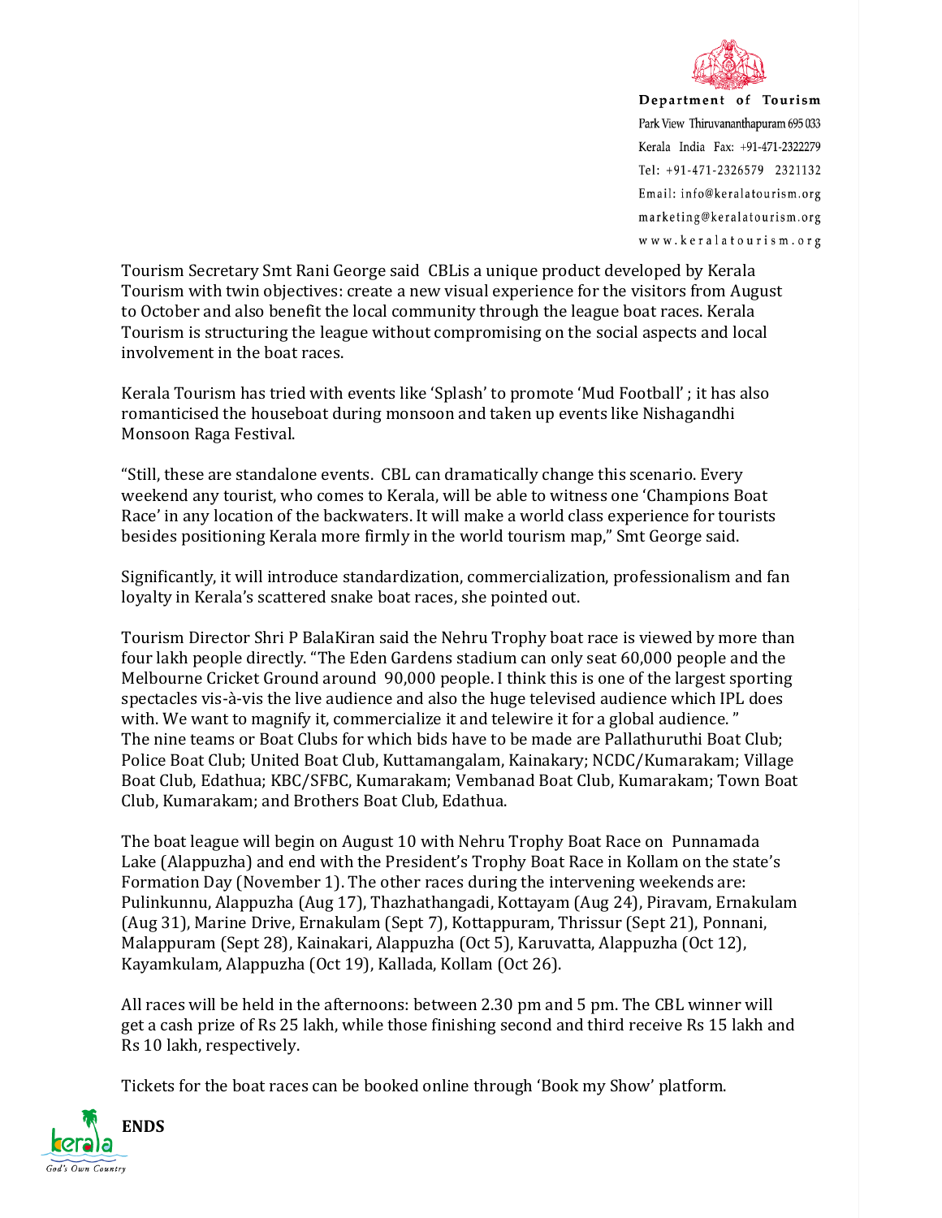Department of Tourism
Park View Thiruvananthapuram 695 033
Kerala India Fax: +91-471-2322279
Tel: +91-471-2326579 2321132
Email: info@keralatourism.org
marketing@keralatourism.org
www.keralatourism.org

Tourism Secretary Smt Rani George said CBLis a unique product developed by Kerala Tourism with twin objectives: create a new visual experience for the visitors from August to October and also benefit the local community through the league boat races. Kerala Tourism is structuring the league without compromising on the social aspects and local involvement in the boat races.

Kerala Tourism has tried with events like 'Splash' to promote 'Mud Football' ; it has also romanticised the houseboat during monsoon and taken up events like Nishagandhi Monsoon Raga Festival.

"Still, these are standalone events. CBL can dramatically change this scenario. Every weekend any tourist, who comes to Kerala, will be able to witness one 'Champions Boat Race' in any location of the backwaters. It will make a world class experience for tourists besides positioning Kerala more firmly in the world tourism map," Smt George said.

Significantly, it will introduce standardization, commercialization, professionalism and fan loyalty in Kerala's scattered snake boat races, she pointed out.

Tourism Director Shri P BalaKiran said the Nehru Trophy boat race is viewed by more than four lakh people directly. "The Eden Gardens stadium can only seat 60,000 people and the Melbourne Cricket Ground around 90,000 people. I think this is one of the largest sporting spectacles vis-à-vis the live audience and also the huge televised audience which IPL does with. We want to magnify it, commercialize it and telewire it for a global audience. "
The nine teams or Boat Clubs for which bids have to be made are Pallathuruthi Boat Club; Police Boat Club; United Boat Club, Kuttamangalam, Kainakary; NCDC/Kumarakam; Village Boat Club, Edathua; KBC/SFBC, Kumarakam; Vembanad Boat Club, Kumarakam; Town Boat Club, Kumarakam; and Brothers Boat Club, Edathua.

The boat league will begin on August 10 with Nehru Trophy Boat Race on Punnamada Lake (Alappuzha) and end with the President's Trophy Boat Race in Kollam on the state's Formation Day (November 1). The other races during the intervening weekends are: Pulinkunnu, Alappuzha (Aug 17), Thazhathangadi, Kottayam (Aug 24), Piravam, Ernakulam (Aug 31), Marine Drive, Ernakulam (Sept 7), Kottappuram, Thrissur (Sept 21), Ponnani, Malappuram (Sept 28), Kainakari, Alappuzha (Oct 5), Karuvatta, Alappuzha (Oct 12), Kayamkulam, Alappuzha (Oct 19), Kallada, Kollam (Oct 26).

All races will be held in the afternoons: between 2.30 pm and 5 pm. The CBL winner will get a cash prize of Rs 25 lakh, while those finishing second and third receive Rs 15 lakh and Rs 10 lakh, respectively.

Tickets for the boat races can be booked online through 'Book my Show' platform.

**ENDS**

kerala
God's Own Country